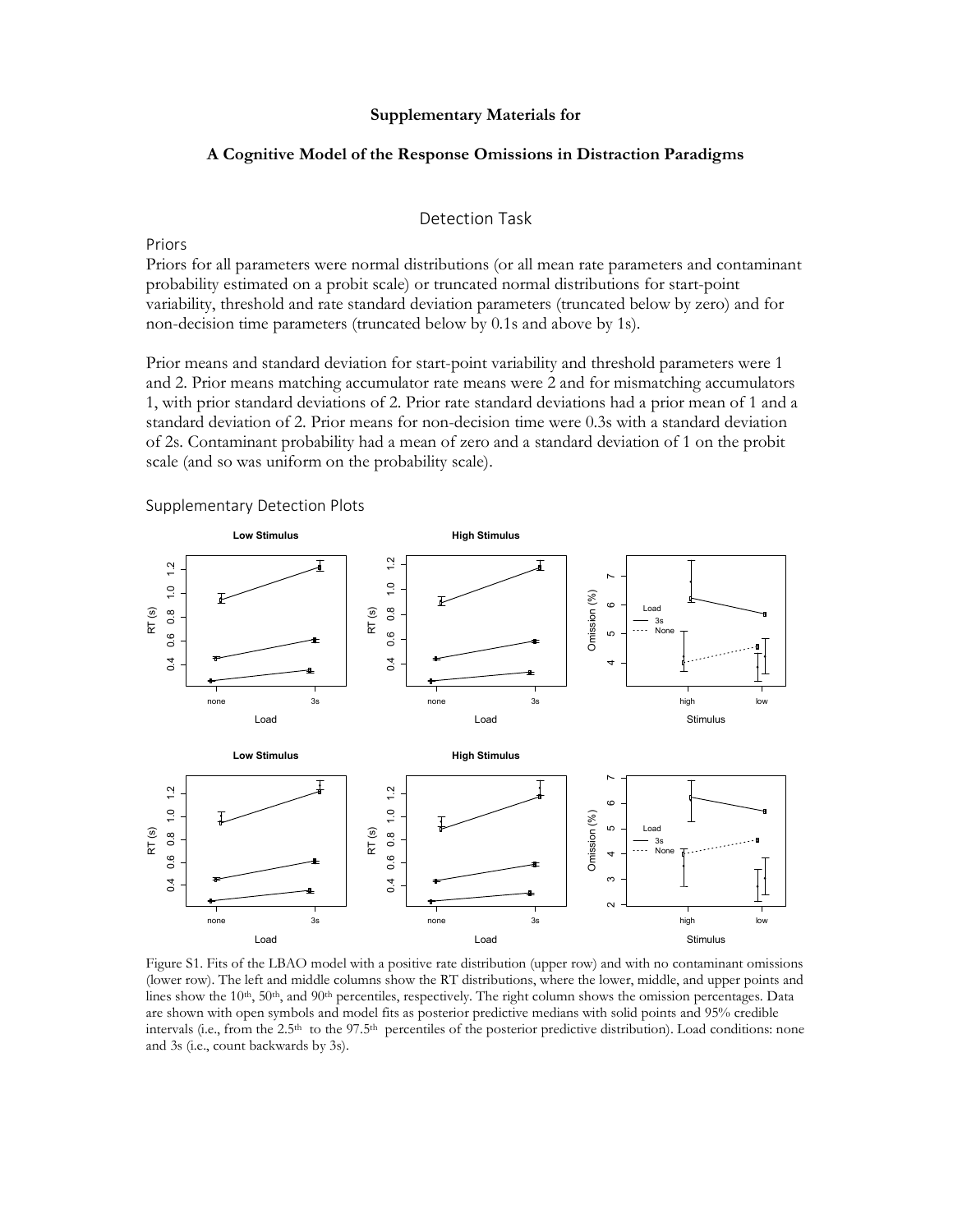**Supplementary Materials for**

**A Cognitive Model of the Response Omissions in Distraction Paradigms**

# Detection Task

## Priors

Priors for all parameters were normal distributions (or all mean rate parameters and contaminant probability estimated on a probit scale) or truncated normal distributions for start-point variability, threshold and rate standard deviation parameters (truncated below by zero) and for non-decision time parameters (truncated below by 0.1s and above by 1s).

Prior means and standard deviation for start-point variability and threshold parameters were 1 and 2. Prior means matching accumulator rate means were 2 and for mismatching accumulators 1, with prior standard deviations of 2. Prior rate standard deviations had a prior mean of 1 and a standard deviation of 2. Prior means for non-decision time were 0.3s with a standard deviation of 2s. Contaminant probability had a mean of zero and a standard deviation of 1 on the probit scale (and so was uniform on the probability scale).

## Supplementary Detection Plots

Figure S1. Fits of the LBAO model with a positive rate distribution (upper row) and with no contaminant omissions (lower row). The left and middle columns show the RT distributions, where the lower, middle, and upper points and lines show the 10th, 50th, and 90th percentiles, respectively. The right column shows the omission percentages. Data are shown with open symbols and model fits as posterior predictive medians with solid points and 95% credible intervals (i.e., from the 2.5th to the 97.5th percentiles of the posterior predictive distribution). Load conditions: none and 3s (i.e., count backwards by 3s).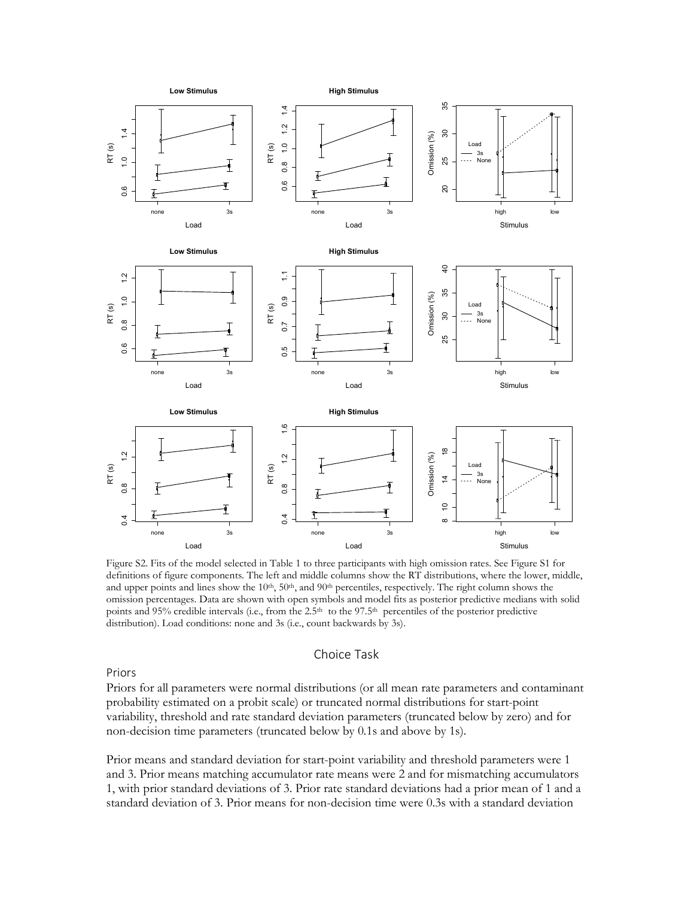Figure S2. Fits of the model selected in Table 1 to three participants with high omission rates. See Figure S1 for definitions of figure components. The left and middle columns show the RT distributions, where the lower, middle, and upper points and lines show the 10th, 50th, and 90th percentiles, respectively. The right column shows the omission percentages. Data are shown with open symbols and model fits as posterior predictive medians with solid points and 95% credible intervals (i.e., from the 2.5th to the 97.5th percentiles of the posterior predictive distribution). Load conditions: none and 3s (i.e., count backwards by 3s).

## Choice Task

### Priors

Priors for all parameters were normal distributions (or all mean rate parameters and contaminant probability estimated on a probit scale) or truncated normal distributions for start-point variability, threshold and rate standard deviation parameters (truncated below by zero) and for non-decision time parameters (truncated below by 0.1s and above by 1s).

Prior means and standard deviation for start-point variability and threshold parameters were 1 and 3. Prior means matching accumulator rate means were 2 and for mismatching accumulators 1, with prior standard deviations of 3. Prior rate standard deviations had a prior mean of 1 and a standard deviation of 3. Prior means for non-decision time were 0.3s with a standard deviation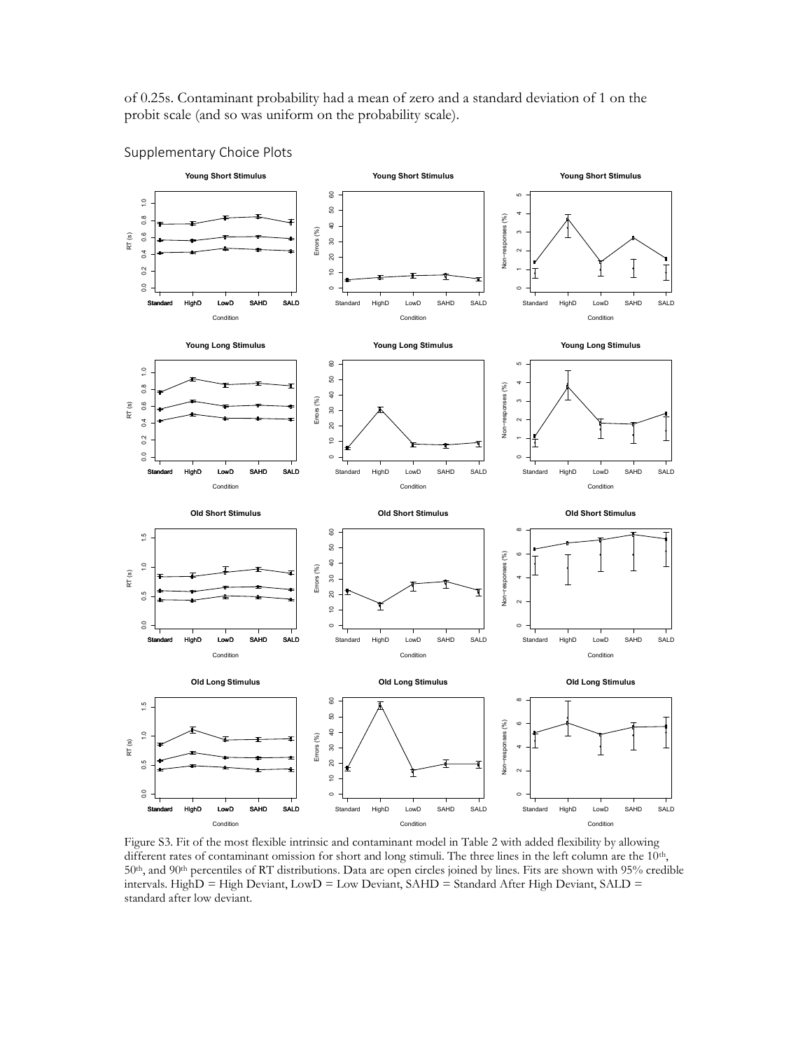of 0.25s. Contaminant probability had a mean of zero and a standard deviation of 1 on the probit scale (and so was uniform on the probability scale).

## Supplementary Choice Plots

Figure S3. Fit of the most flexible intrinsic and contaminant model in Table 2 with added flexibility by allowing different rates of contaminant omission for short and long stimuli. The three lines in the left column are the 10th, 50th, and 90th percentiles of RT distributions. Data are open circles joined by lines. Fits are shown with 95% credible intervals. HighD = High Deviant, LowD = Low Deviant, SAHD = Standard After High Deviant, SALD = standard after low deviant.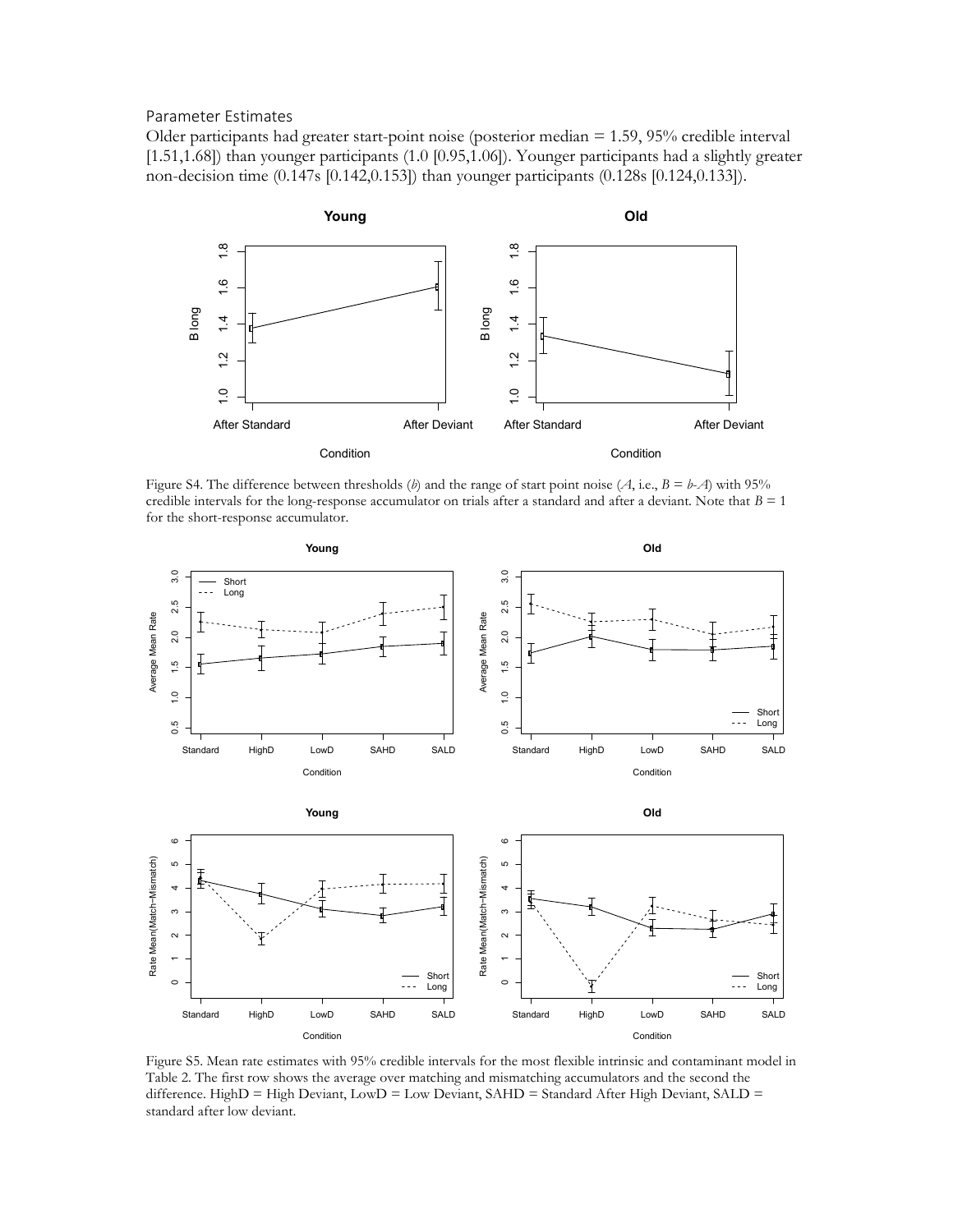Parameter Estimates

Older participants had greater start-point noise (posterior median = 1.59, 95% credible interval [1.51,1.68]) than younger participants (1.0 [0.95,1.06]). Younger participants had a slightly greater non-decision time (0.147s [0.142,0.153]) than younger participants (0.128s [0.124,0.133]).

Figure S4. The difference between thresholds (*b*) and the range of start point noise (*A*, i.e., *B* = *b*-*A*) with 95% credible intervals for the long-response accumulator on trials after a standard and after a deviant. Note that *B* = 1 for the short-response accumulator.

Figure S5. Mean rate estimates with 95% credible intervals for the most flexible intrinsic and contaminant model in Table 2. The first row shows the average over matching and mismatching accumulators and the second the difference. HighD = High Deviant, LowD = Low Deviant, SAHD = Standard After High Deviant, SALD = standard after low deviant.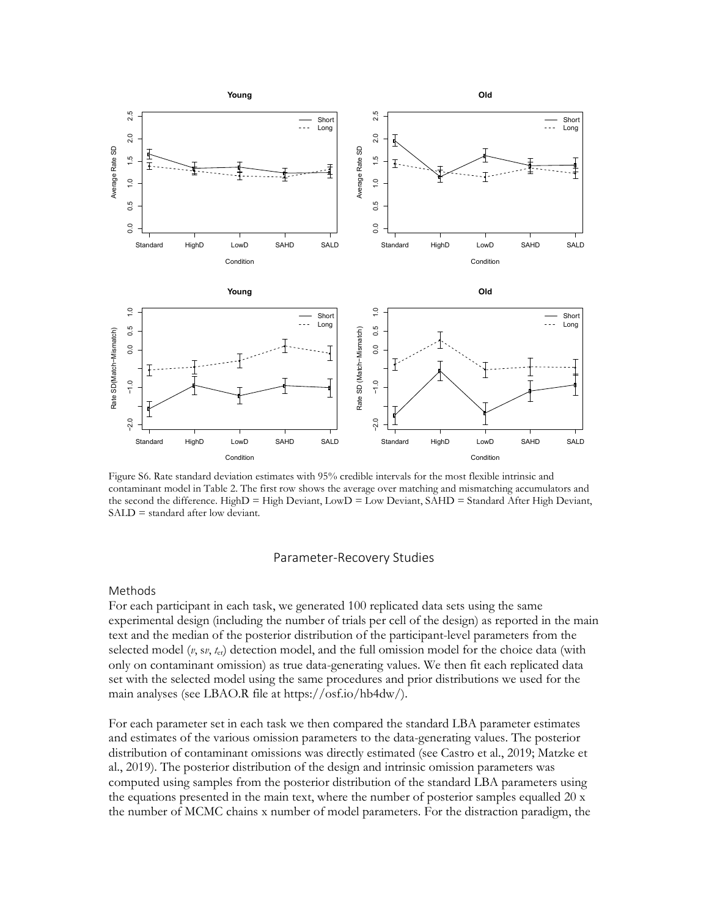Figure S6. Rate standard deviation estimates with 95% credible intervals for the most flexible intrinsic and contaminant model in Table 2. The first row shows the average over matching and mismatching accumulators and the second the difference. HighD = High Deviant, LowD = Low Deviant, SAHD = Standard After High Deviant, SALD = standard after low deviant.

## Parameter-Recovery Studies

### Methods

For each participant in each task, we generated 100 replicated data sets using the same experimental design (including the number of trials per cell of the design) as reported in the main text and the median of the posterior distribution of the participant-level parameters from the selected model ($v$, $sv$, $t_{er}$) detection model, and the full omission model for the choice data (with only on contaminant omission) as true data-generating values. We then fit each replicated data set with the selected model using the same procedures and prior distributions we used for the main analyses (see LBAO.R file at https://osf.io/hb4dw/).

For each parameter set in each task we then compared the standard LBA parameter estimates and estimates of the various omission parameters to the data-generating values. The posterior distribution of contaminant omissions was directly estimated (see Castro et al., 2019; Matzke et al., 2019). The posterior distribution of the design and intrinsic omission parameters was computed using samples from the posterior distribution of the standard LBA parameters using the equations presented in the main text, where the number of posterior samples equalled 20 x the number of MCMC chains x number of model parameters. For the distraction paradigm, the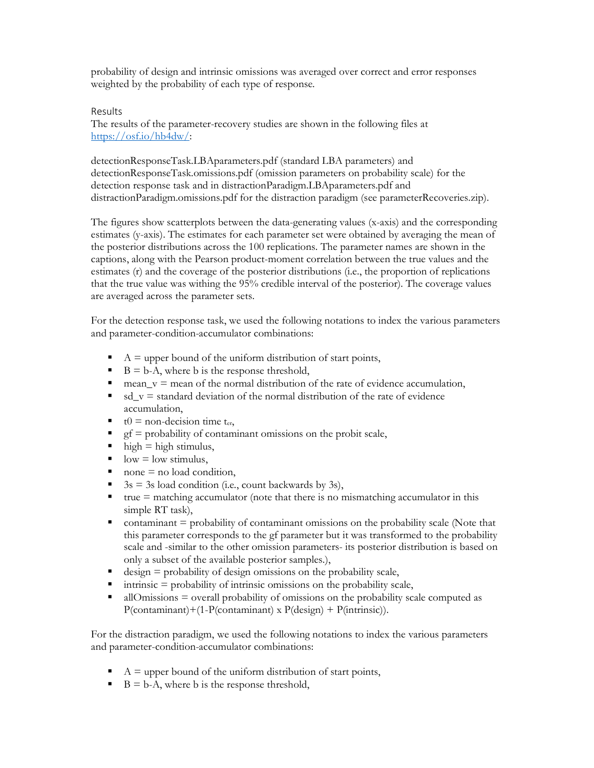probability of design and intrinsic omissions was averaged over correct and error responses weighted by the probability of each type of response.

## Results

The results of the parameter-recovery studies are shown in the following files at https://osf.io/hb4dw/:

detectionResponseTask.LBAparameters.pdf (standard LBA parameters) and detectionResponseTask.omissions.pdf (omission parameters on probability scale) for the detection response task and in distractionParadigm.LBAparameters.pdf and distractionParadigm.omissions.pdf for the distraction paradigm (see parameterRecoveries.zip).

The figures show scatterplots between the data-generating values (x-axis) and the corresponding estimates (y-axis). The estimates for each parameter set were obtained by averaging the mean of the posterior distributions across the 100 replications. The parameter names are shown in the captions, along with the Pearson product-moment correlation between the true values and the estimates (r) and the coverage of the posterior distributions (i.e., the proportion of replications that the true value was withing the 95% credible interval of the posterior). The coverage values are averaged across the parameter sets.

For the detection response task, we used the following notations to index the various parameters and parameter-condition-accumulator combinations:

- A = upper bound of the uniform distribution of start points,
- B = b-A, where b is the response threshold,
- mean_v = mean of the normal distribution of the rate of evidence accumulation,
- sd_v = standard deviation of the normal distribution of the rate of evidence accumulation,
- t0 = non-decision time $t_{er}$,
- gf = probability of contaminant omissions on the probit scale,
- high = high stimulus,
- low = low stimulus,
- none = no load condition,
- 3s = 3s load condition (i.e., count backwards by 3s),
- true = matching accumulator (note that there is no mismatching accumulator in this simple RT task),
- contaminant = probability of contaminant omissions on the probability scale (Note that this parameter corresponds to the gf parameter but it was transformed to the probability scale and -similar to the other omission parameters- its posterior distribution is based on only a subset of the available posterior samples.),
- design = probability of design omissions on the probability scale,
- intrinsic = probability of intrinsic omissions on the probability scale,
- allOmissions = overall probability of omissions on the probability scale computed as P(contaminant)+(1-P(contaminant) x P(design) + P(intrinsic)).

For the distraction paradigm, we used the following notations to index the various parameters and parameter-condition-accumulator combinations:

- A = upper bound of the uniform distribution of start points,
- B = b-A, where b is the response threshold,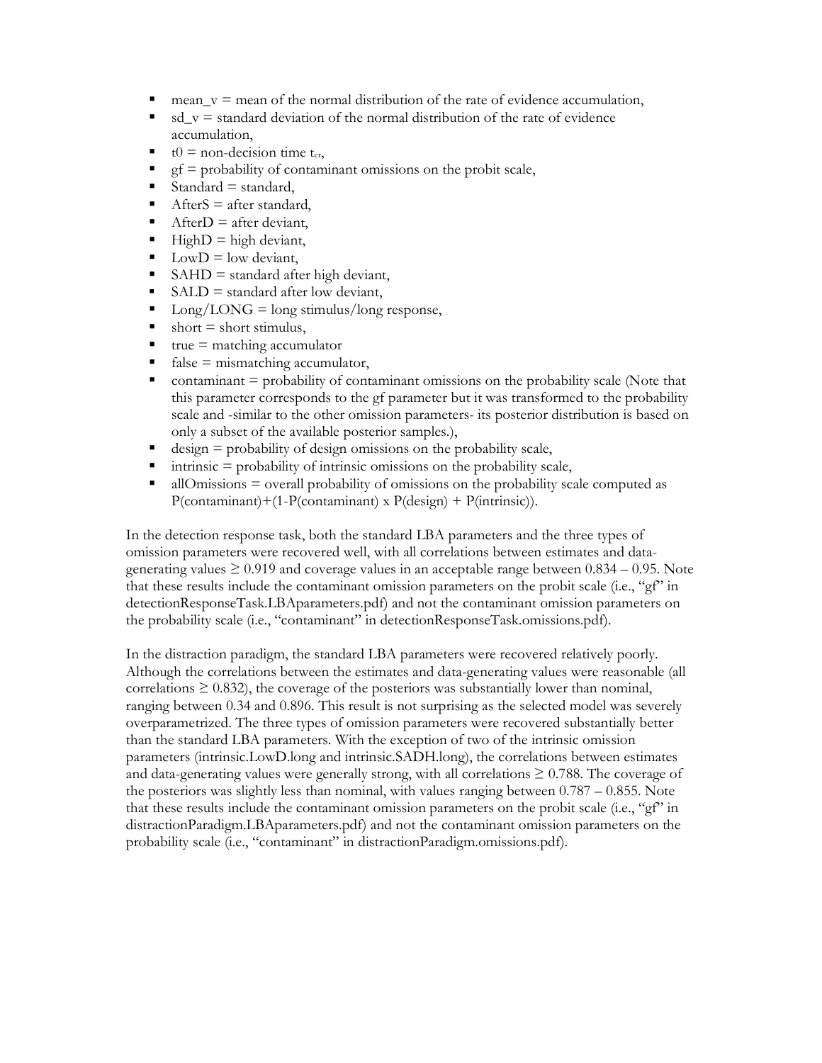- mean_v = mean of the normal distribution of the rate of evidence accumulation,
- sd_v = standard deviation of the normal distribution of the rate of evidence accumulation,
- t0 = non-decision time $t_{er}$,
- gf = probability of contaminant omissions on the probit scale,
- Standard = standard,
- AfterS = after standard,
- AfterD = after deviant,
- HighD = high deviant,
- LowD = low deviant,
- SAHD = standard after high deviant,
- SALD = standard after low deviant,
- Long/LONG = long stimulus/long response,
- short = short stimulus,
- true = matching accumulator
- false = mismatching accumulator,
- contaminant = probability of contaminant omissions on the probability scale (Note that this parameter corresponds to the gf parameter but it was transformed to the probability scale and -similar to the other omission parameters- its posterior distribution is based on only a subset of the available posterior samples.),
- design = probability of design omissions on the probability scale,
- intrinsic = probability of intrinsic omissions on the probability scale,
- allOmissions = overall probability of omissions on the probability scale computed as P(contaminant)+(1-P(contaminant) x P(design) + P(intrinsic)).

In the detection response task, both the standard LBA parameters and the three types of omission parameters were recovered well, with all correlations between estimates and data-generating values ≥ 0.919 and coverage values in an acceptable range between 0.834 – 0.95. Note that these results include the contaminant omission parameters on the probit scale (i.e., "gf" in detectionResponseTask.LBAparameters.pdf) and not the contaminant omission parameters on the probability scale (i.e., "contaminant" in detectionResponseTask.omissions.pdf).

In the distraction paradigm, the standard LBA parameters were recovered relatively poorly. Although the correlations between the estimates and data-generating values were reasonable (all correlations ≥ 0.832), the coverage of the posteriors was substantially lower than nominal, ranging between 0.34 and 0.896. This result is not surprising as the selected model was severely overparametrized. The three types of omission parameters were recovered substantially better than the standard LBA parameters. With the exception of two of the intrinsic omission parameters (intrinsic.LowD.long and intrinsic.SADH.long), the correlations between estimates and data-generating values were generally strong, with all correlations ≥ 0.788. The coverage of the posteriors was slightly less than nominal, with values ranging between 0.787 – 0.855. Note that these results include the contaminant omission parameters on the probit scale (i.e., "gf" in distractionParadigm.LBAparameters.pdf) and not the contaminant omission parameters on the probability scale (i.e., "contaminant" in distractionParadigm.omissions.pdf).